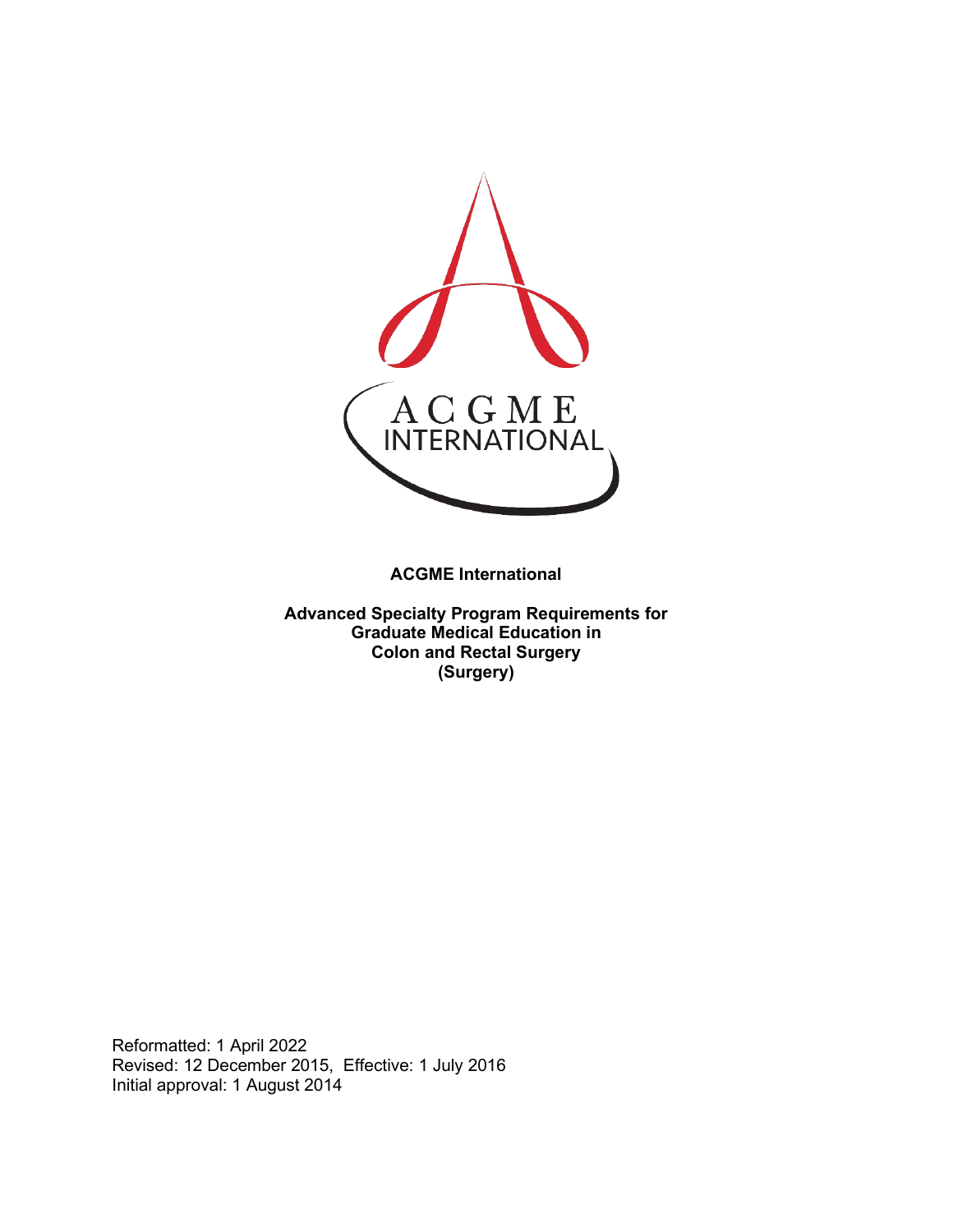**ACGME International**

**Advanced Specialty Program Requirements for Graduate Medical Education in Colon and Rectal Surgery (Surgery)**

Reformatted: 1 April 2022
Revised: 12 December 2015, Effective: 1 July 2016
Initial approval: 1 August 2014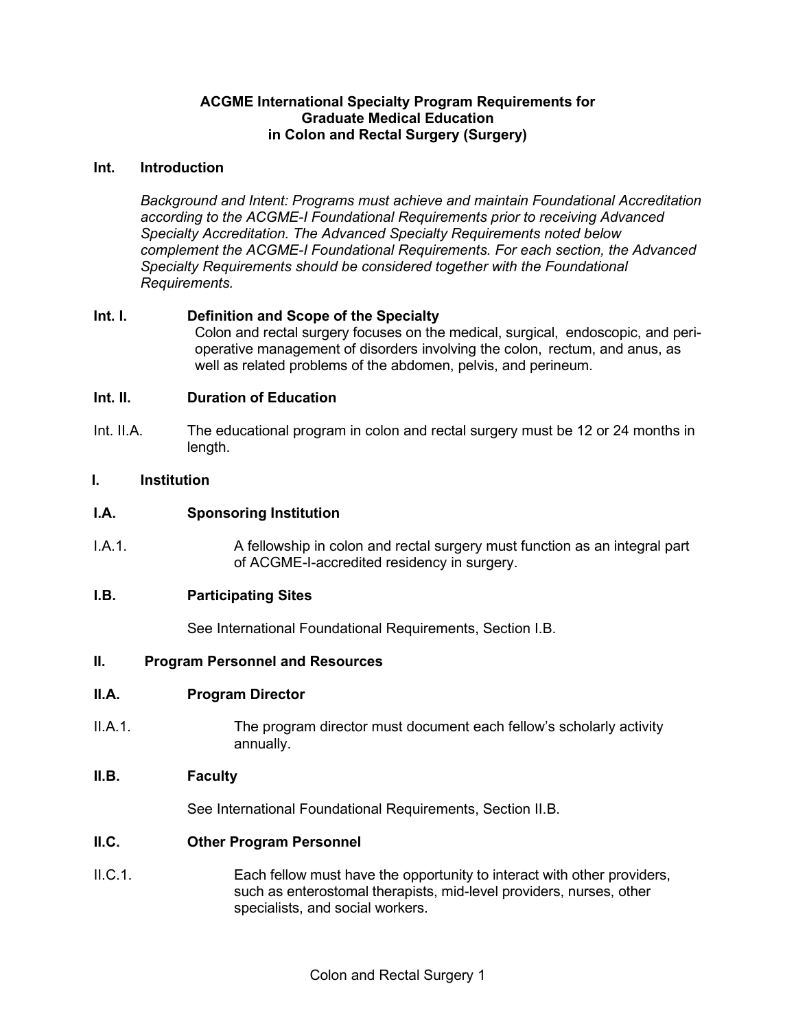**ACGME International Specialty Program Requirements for Graduate Medical Education in Colon and Rectal Surgery (Surgery)**

**Int. Introduction**

*Background and Intent: Programs must achieve and maintain Foundational Accreditation according to the ACGME-I Foundational Requirements prior to receiving Advanced Specialty Accreditation. The Advanced Specialty Requirements noted below complement the ACGME-I Foundational Requirements. For each section, the Advanced Specialty Requirements should be considered together with the Foundational Requirements.*

**Int. I. Definition and Scope of the Specialty**

Colon and rectal surgery focuses on the medical, surgical, endoscopic, and peri-operative management of disorders involving the colon, rectum, and anus, as well as related problems of the abdomen, pelvis, and perineum.

**Int. II. Duration of Education**

Int. II.A. The educational program in colon and rectal surgery must be 12 or 24 months in length.

**I. Institution**

**I.A. Sponsoring Institution**

I.A.1. A fellowship in colon and rectal surgery must function as an integral part of ACGME-I-accredited residency in surgery.

**I.B. Participating Sites**

See International Foundational Requirements, Section I.B.

**II. Program Personnel and Resources**

**II.A. Program Director**

II.A.1. The program director must document each fellow's scholarly activity annually.

**II.B. Faculty**

See International Foundational Requirements, Section II.B.

**II.C. Other Program Personnel**

II.C.1. Each fellow must have the opportunity to interact with other providers, such as enterostomal therapists, mid-level providers, nurses, other specialists, and social workers.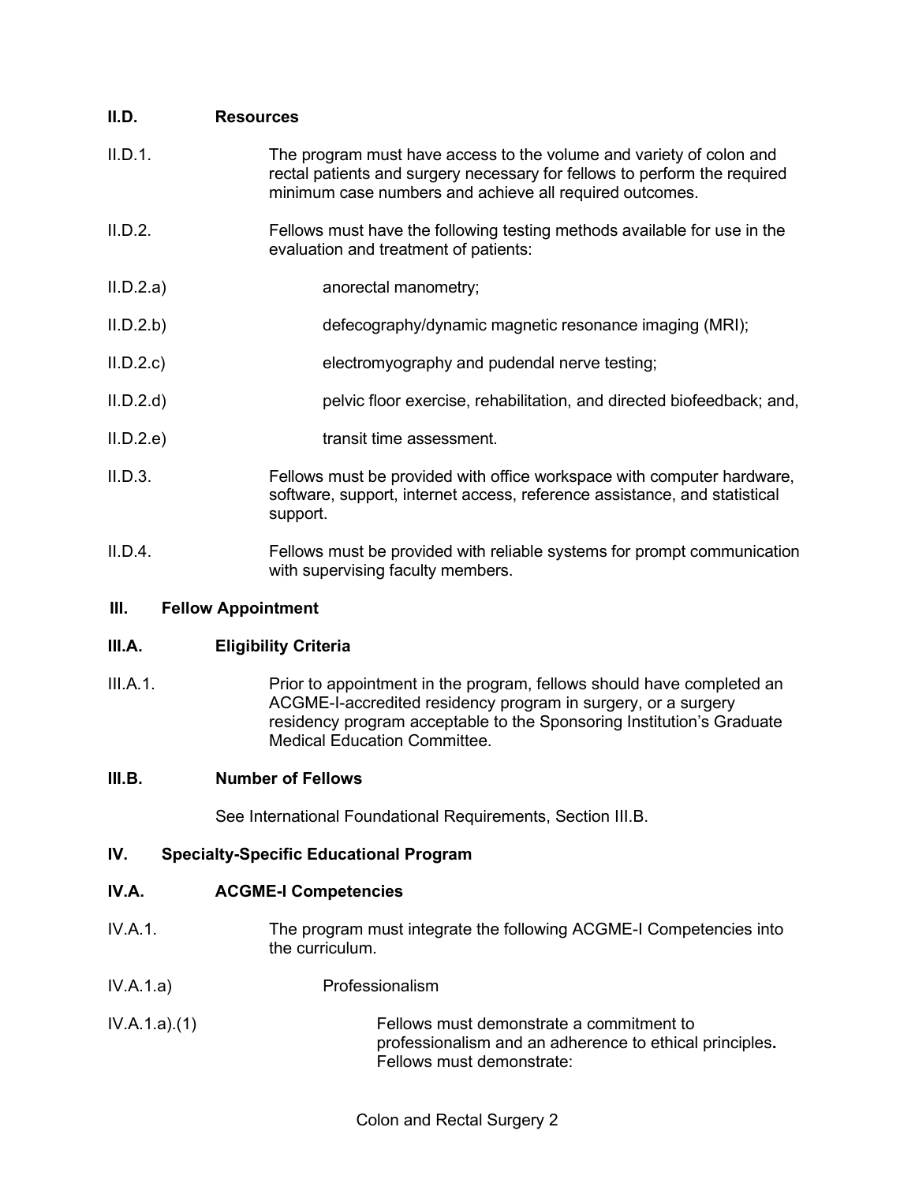**II.D. Resources**

II.D.1. The program must have access to the volume and variety of colon and rectal patients and surgery necessary for fellows to perform the required minimum case numbers and achieve all required outcomes.

II.D.2. Fellows must have the following testing methods available for use in the evaluation and treatment of patients:

II.D.2.a) anorectal manometry;

II.D.2.b) defecography/dynamic magnetic resonance imaging (MRI);

II.D.2.c) electromyography and pudendal nerve testing;

II.D.2.d) pelvic floor exercise, rehabilitation, and directed biofeedback; and,

II.D.2.e) transit time assessment.

II.D.3. Fellows must be provided with office workspace with computer hardware, software, support, internet access, reference assistance, and statistical support.

II.D.4. Fellows must be provided with reliable systems for prompt communication with supervising faculty members.

## III. Fellow Appointment

**III.A. Eligibility Criteria**

III.A.1. Prior to appointment in the program, fellows should have completed an ACGME-I-accredited residency program in surgery, or a surgery residency program acceptable to the Sponsoring Institution's Graduate Medical Education Committee.

**III.B. Number of Fellows**

See International Foundational Requirements, Section III.B.

## IV. Specialty-Specific Educational Program

**IV.A. ACGME-I Competencies**

IV.A.1. The program must integrate the following ACGME-I Competencies into the curriculum.

IV.A.1.a) Professionalism

IV.A.1.a).(1) Fellows must demonstrate a commitment to professionalism and an adherence to ethical principles**.** Fellows must demonstrate: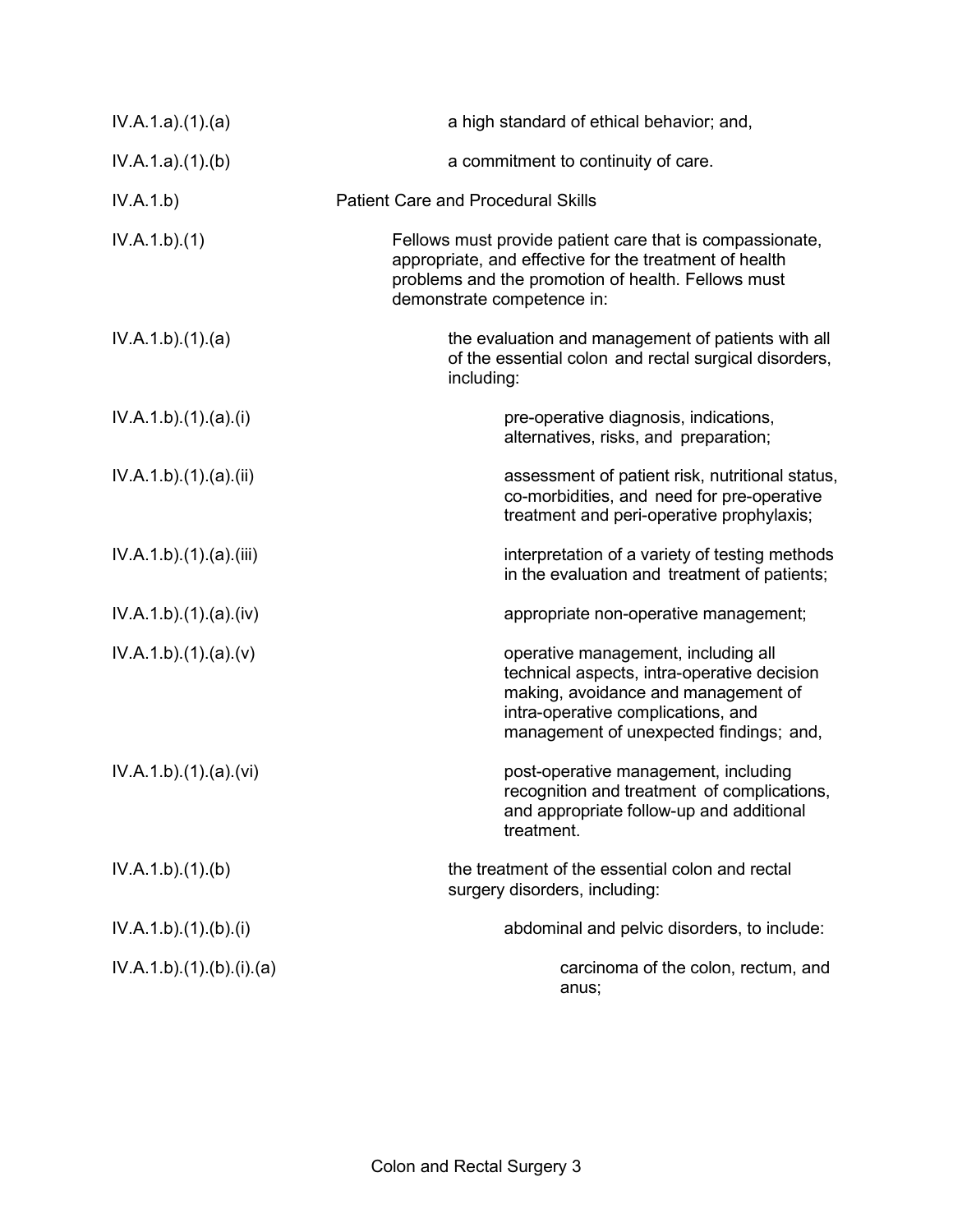| | |
|---|---|
| IV.A.1.a).(1).(a) | a high standard of ethical behavior; and, |
| IV.A.1.a).(1).(b) | a commitment to continuity of care. |
| IV.A.1.b) | Patient Care and Procedural Skills |
| IV.A.1.b).(1) | Fellows must provide patient care that is compassionate, appropriate, and effective for the treatment of health problems and the promotion of health. Fellows must demonstrate competence in: |
| IV.A.1.b).(1).(a) | the evaluation and management of patients with all of the essential colon and rectal surgical disorders, including: |
| IV.A.1.b).(1).(a).(i) | pre-operative diagnosis, indications, alternatives, risks, and preparation; |
| IV.A.1.b).(1).(a).(ii) | assessment of patient risk, nutritional status, co-morbidities, and need for pre-operative treatment and peri-operative prophylaxis; |
| IV.A.1.b).(1).(a).(iii) | interpretation of a variety of testing methods in the evaluation and treatment of patients; |
| IV.A.1.b).(1).(a).(iv) | appropriate non-operative management; |
| IV.A.1.b).(1).(a).(v) | operative management, including all technical aspects, intra-operative decision making, avoidance and management of intra-operative complications, and management of unexpected findings; and, |
| IV.A.1.b).(1).(a).(vi) | post-operative management, including recognition and treatment of complications, and appropriate follow-up and additional treatment. |
| IV.A.1.b).(1).(b) | the treatment of the essential colon and rectal surgery disorders, including: |
| IV.A.1.b).(1).(b).(i) | abdominal and pelvic disorders, to include: |
| IV.A.1.b).(1).(b).(i).(a) | carcinoma of the colon, rectum, and anus; |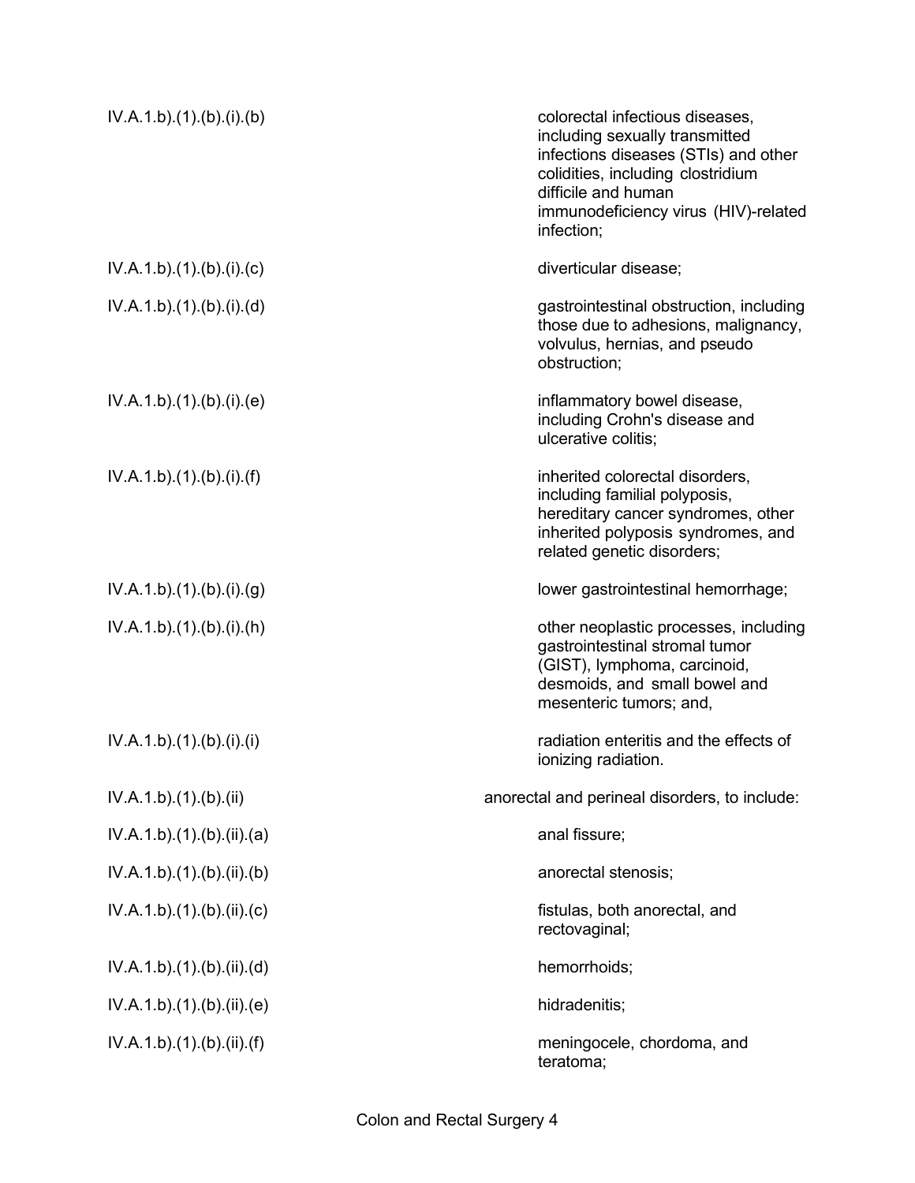| | |
|---|---|
| IV.A.1.b).(1).(b).(i).(b) | colorectal infectious diseases, including sexually transmitted infections diseases (STIs) and other colidities, including clostridium difficile and human immunodeficiency virus (HIV)-related infection; |
| IV.A.1.b).(1).(b).(i).(c) | diverticular disease; |
| IV.A.1.b).(1).(b).(i).(d) | gastrointestinal obstruction, including those due to adhesions, malignancy, volvulus, hernias, and pseudo obstruction; |
| IV.A.1.b).(1).(b).(i).(e) | inflammatory bowel disease, including Crohn's disease and ulcerative colitis; |
| IV.A.1.b).(1).(b).(i).(f) | inherited colorectal disorders, including familial polyposis, hereditary cancer syndromes, other inherited polyposis syndromes, and related genetic disorders; |
| IV.A.1.b).(1).(b).(i).(g) | lower gastrointestinal hemorrhage; |
| IV.A.1.b).(1).(b).(i).(h) | other neoplastic processes, including gastrointestinal stromal tumor (GIST), lymphoma, carcinoid, desmoids, and small bowel and mesenteric tumors; and, |
| IV.A.1.b).(1).(b).(i).(i) | radiation enteritis and the effects of ionizing radiation. |
| IV.A.1.b).(1).(b).(ii) | anorectal and perineal disorders, to include: |
| IV.A.1.b).(1).(b).(ii).(a) | anal fissure; |
| IV.A.1.b).(1).(b).(ii).(b) | anorectal stenosis; |
| IV.A.1.b).(1).(b).(ii).(c) | fistulas, both anorectal, and rectovaginal; |
| IV.A.1.b).(1).(b).(ii).(d) | hemorrhoids; |
| IV.A.1.b).(1).(b).(ii).(e) | hidradenitis; |
| IV.A.1.b).(1).(b).(ii).(f) | meningocele, chordoma, and teratoma; |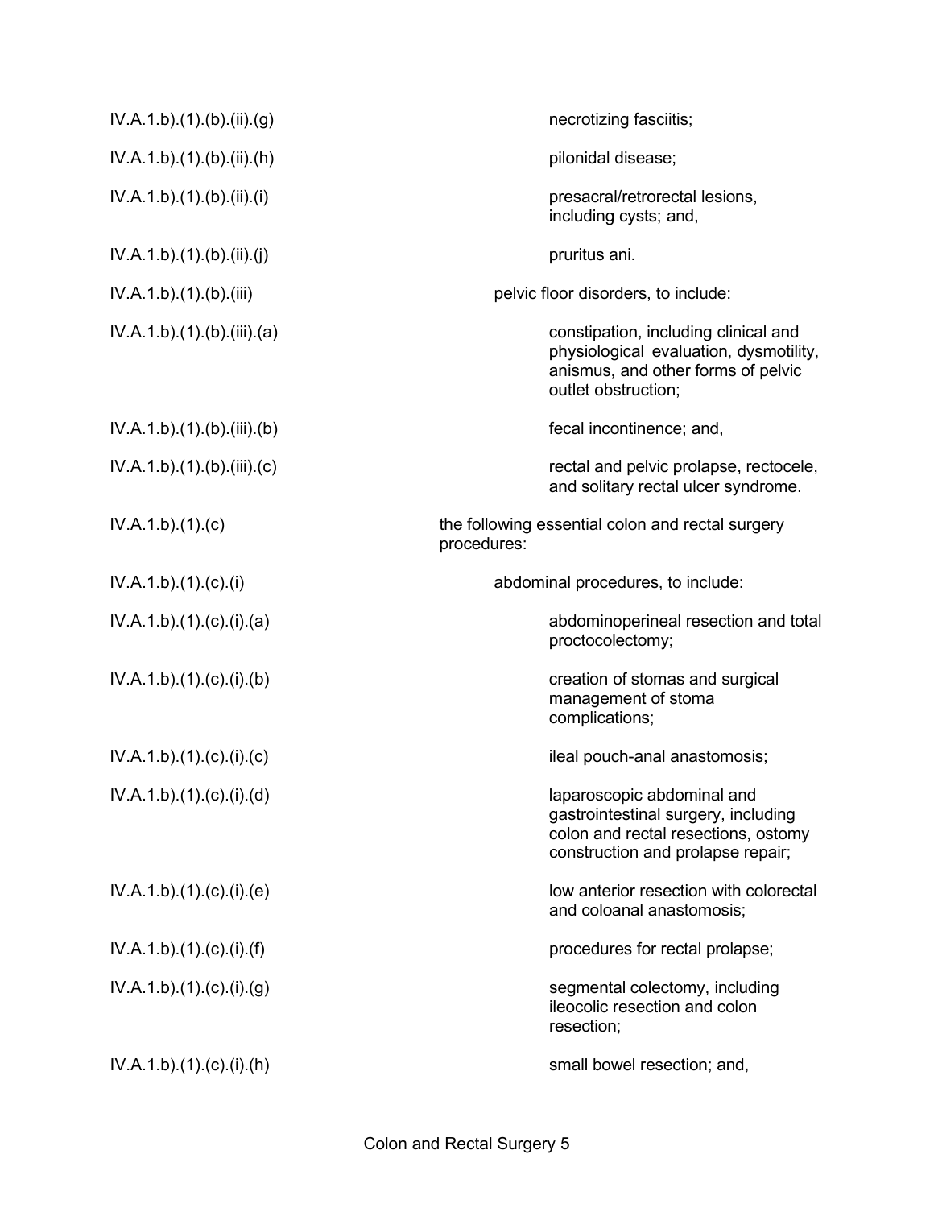| | |
|---|---|
| IV.A.1.b).(1).(b).(ii).(g) | necrotizing fasciitis; |
| IV.A.1.b).(1).(b).(ii).(h) | pilonidal disease; |
| IV.A.1.b).(1).(b).(ii).(i) | presacral/retrorectal lesions, including cysts; and, |
| IV.A.1.b).(1).(b).(ii).(j) | pruritus ani. |
| IV.A.1.b).(1).(b).(iii) | pelvic floor disorders, to include: |
| IV.A.1.b).(1).(b).(iii).(a) | constipation, including clinical and physiological evaluation, dysmotility, anismus, and other forms of pelvic outlet obstruction; |
| IV.A.1.b).(1).(b).(iii).(b) | fecal incontinence; and, |
| IV.A.1.b).(1).(b).(iii).(c) | rectal and pelvic prolapse, rectocele, and solitary rectal ulcer syndrome. |
| IV.A.1.b).(1).(c) | the following essential colon and rectal surgery procedures: |
| IV.A.1.b).(1).(c).(i) | abdominal procedures, to include: |
| IV.A.1.b).(1).(c).(i).(a) | abdominoperineal resection and total proctocolectomy; |
| IV.A.1.b).(1).(c).(i).(b) | creation of stomas and surgical management of stoma complications; |
| IV.A.1.b).(1).(c).(i).(c) | ileal pouch-anal anastomosis; |
| IV.A.1.b).(1).(c).(i).(d) | laparoscopic abdominal and gastrointestinal surgery, including colon and rectal resections, ostomy construction and prolapse repair; |
| IV.A.1.b).(1).(c).(i).(e) | low anterior resection with colorectal and coloanal anastomosis; |
| IV.A.1.b).(1).(c).(i).(f) | procedures for rectal prolapse; |
| IV.A.1.b).(1).(c).(i).(g) | segmental colectomy, including ileocolic resection and colon resection; |
| IV.A.1.b).(1).(c).(i).(h) | small bowel resection; and, |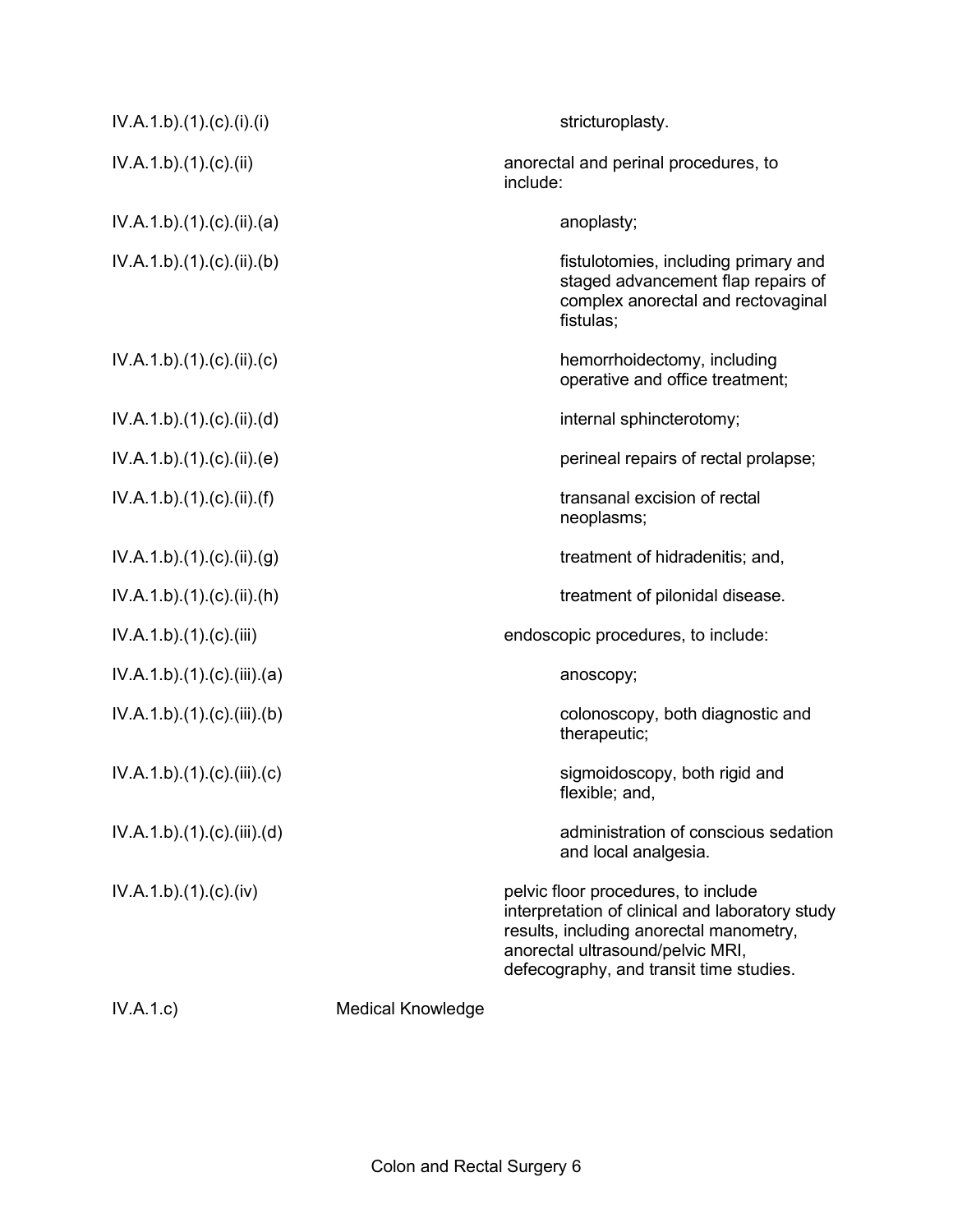IV.A.1.b).(1).(c).(i).(i) stricturoplasty.

IV.A.1.b).(1).(c).(ii) anorectal and perinal procedures, to include:

IV.A.1.b).(1).(c).(ii).(a) anoplasty;

IV.A.1.b).(1).(c).(ii).(b) fistulotomies, including primary and staged advancement flap repairs of complex anorectal and rectovaginal fistulas;

IV.A.1.b).(1).(c).(ii).(c) hemorrhoidectomy, including operative and office treatment;

IV.A.1.b).(1).(c).(ii).(d) internal sphincterotomy;

IV.A.1.b).(1).(c).(ii).(e) perineal repairs of rectal prolapse;

IV.A.1.b).(1).(c).(ii).(f) transanal excision of rectal neoplasms;

IV.A.1.b).(1).(c).(ii).(g) treatment of hidradenitis; and,

IV.A.1.b).(1).(c).(ii).(h) treatment of pilonidal disease.

IV.A.1.b).(1).(c).(iii) endoscopic procedures, to include:

IV.A.1.b).(1).(c).(iii).(a) anoscopy;

IV.A.1.b).(1).(c).(iii).(b) colonoscopy, both diagnostic and therapeutic;

IV.A.1.b).(1).(c).(iii).(c) sigmoidoscopy, both rigid and flexible; and,

IV.A.1.b).(1).(c).(iii).(d) administration of conscious sedation and local analgesia.

IV.A.1.b).(1).(c).(iv) pelvic floor procedures, to include interpretation of clinical and laboratory study results, including anorectal manometry, anorectal ultrasound/pelvic MRI, defecography, and transit time studies.

IV.A.1.c) Medical Knowledge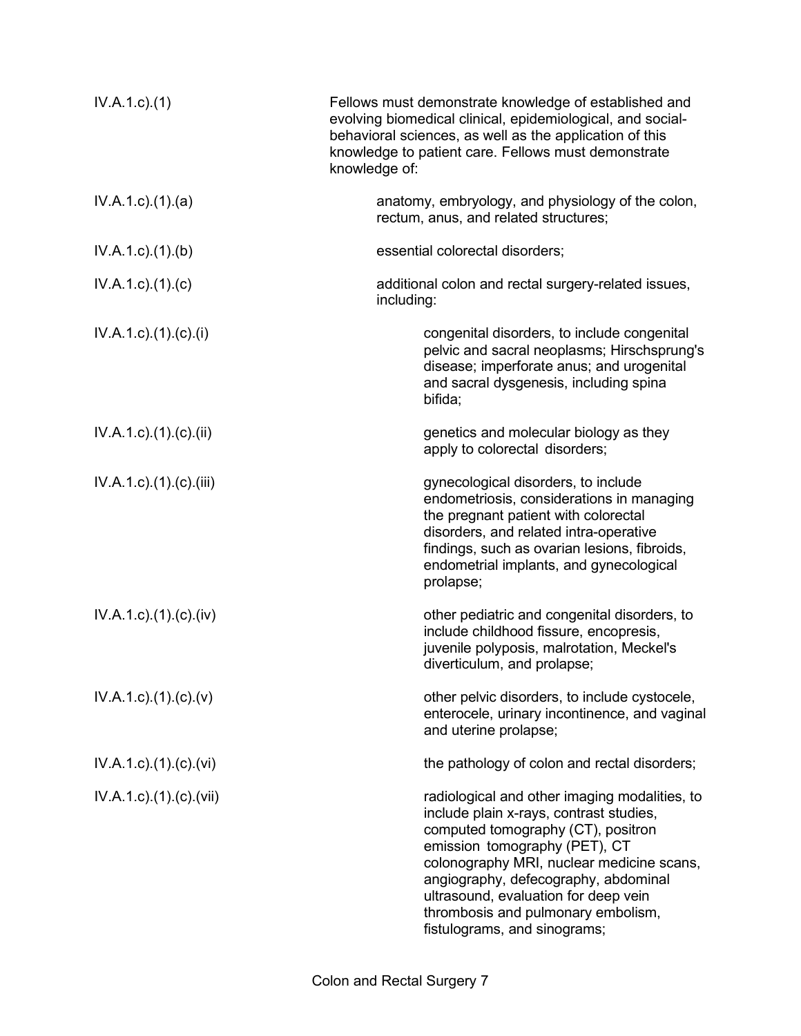| | |
|---|---|
| IV.A.1.c).(1) | Fellows must demonstrate knowledge of established and evolving biomedical clinical, epidemiological, and social-behavioral sciences, as well as the application of this knowledge to patient care. Fellows must demonstrate knowledge of: |
| IV.A.1.c).(1).(a) | anatomy, embryology, and physiology of the colon, rectum, anus, and related structures; |
| IV.A.1.c).(1).(b) | essential colorectal disorders; |
| IV.A.1.c).(1).(c) | additional colon and rectal surgery-related issues, including: |
| IV.A.1.c).(1).(c).(i) | congenital disorders, to include congenital pelvic and sacral neoplasms; Hirschsprung's disease; imperforate anus; and urogenital and sacral dysgenesis, including spina bifida; |
| IV.A.1.c).(1).(c).(ii) | genetics and molecular biology as they apply to colorectal disorders; |
| IV.A.1.c).(1).(c).(iii) | gynecological disorders, to include endometriosis, considerations in managing the pregnant patient with colorectal disorders, and related intra-operative findings, such as ovarian lesions, fibroids, endometrial implants, and gynecological prolapse; |
| IV.A.1.c).(1).(c).(iv) | other pediatric and congenital disorders, to include childhood fissure, encopresis, juvenile polyposis, malrotation, Meckel's diverticulum, and prolapse; |
| IV.A.1.c).(1).(c).(v) | other pelvic disorders, to include cystocele, enterocele, urinary incontinence, and vaginal and uterine prolapse; |
| IV.A.1.c).(1).(c).(vi) | the pathology of colon and rectal disorders; |
| IV.A.1.c).(1).(c).(vii) | radiological and other imaging modalities, to include plain x-rays, contrast studies, computed tomography (CT), positron emission tomography (PET), CT colonography MRI, nuclear medicine scans, angiography, defecography, abdominal ultrasound, evaluation for deep vein thrombosis and pulmonary embolism, fistulograms, and sinograms; |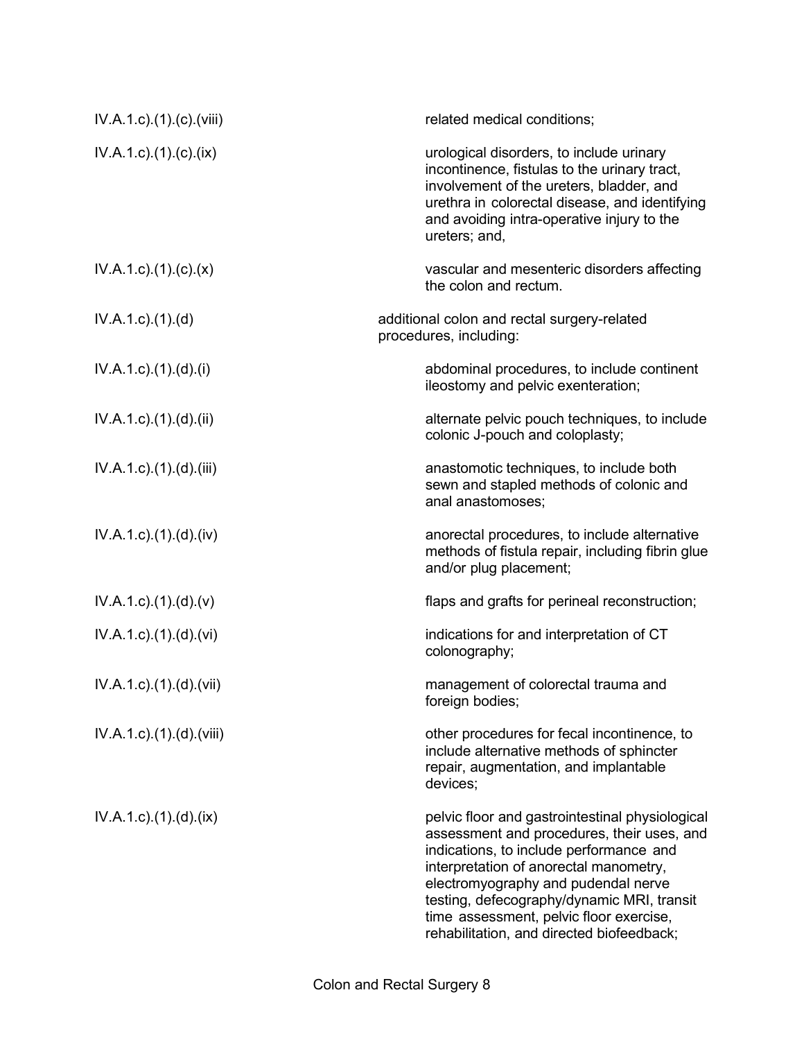| | |
|---|---|
| IV.A.1.c).(1).(c).(viii) | related medical conditions; |
| IV.A.1.c).(1).(c).(ix) | urological disorders, to include urinary incontinence, fistulas to the urinary tract, involvement of the ureters, bladder, and urethra in colorectal disease, and identifying and avoiding intra-operative injury to the ureters; and, |
| IV.A.1.c).(1).(c).(x) | vascular and mesenteric disorders affecting the colon and rectum. |
| IV.A.1.c).(1).(d) | additional colon and rectal surgery-related procedures, including: |
| IV.A.1.c).(1).(d).(i) | abdominal procedures, to include continent ileostomy and pelvic exenteration; |
| IV.A.1.c).(1).(d).(ii) | alternate pelvic pouch techniques, to include colonic J-pouch and coloplasty; |
| IV.A.1.c).(1).(d).(iii) | anastomotic techniques, to include both sewn and stapled methods of colonic and anal anastomoses; |
| IV.A.1.c).(1).(d).(iv) | anorectal procedures, to include alternative methods of fistula repair, including fibrin glue and/or plug placement; |
| IV.A.1.c).(1).(d).(v) | flaps and grafts for perineal reconstruction; |
| IV.A.1.c).(1).(d).(vi) | indications for and interpretation of CT colonography; |
| IV.A.1.c).(1).(d).(vii) | management of colorectal trauma and foreign bodies; |
| IV.A.1.c).(1).(d).(viii) | other procedures for fecal incontinence, to include alternative methods of sphincter repair, augmentation, and implantable devices; |
| IV.A.1.c).(1).(d).(ix) | pelvic floor and gastrointestinal physiological assessment and procedures, their uses, and indications, to include performance and interpretation of anorectal manometry, electromyography and pudendal nerve testing, defecography/dynamic MRI, transit time assessment, pelvic floor exercise, rehabilitation, and directed biofeedback; |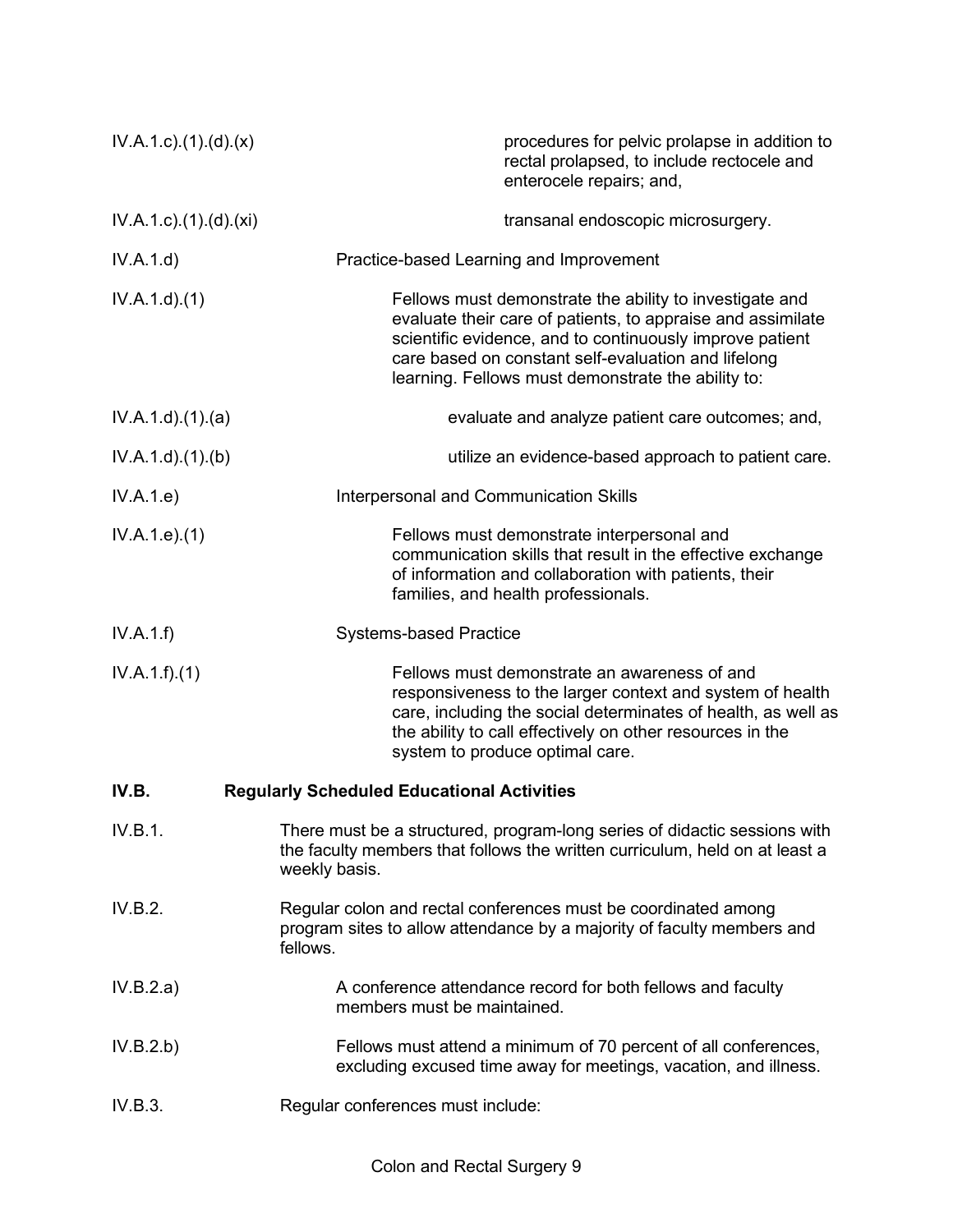IV.A.1.c).(1).(d).(x) procedures for pelvic prolapse in addition to rectal prolapsed, to include rectocele and enterocele repairs; and,

IV.A.1.c).(1).(d).(xi) transanal endoscopic microsurgery.

IV.A.1.d) Practice-based Learning and Improvement

IV.A.1.d).(1) Fellows must demonstrate the ability to investigate and evaluate their care of patients, to appraise and assimilate scientific evidence, and to continuously improve patient care based on constant self-evaluation and lifelong learning. Fellows must demonstrate the ability to:

IV.A.1.d).(1).(a) evaluate and analyze patient care outcomes; and,

IV.A.1.d).(1).(b) utilize an evidence-based approach to patient care.

IV.A.1.e) Interpersonal and Communication Skills

IV.A.1.e).(1) Fellows must demonstrate interpersonal and communication skills that result in the effective exchange of information and collaboration with patients, their families, and health professionals.

IV.A.1.f) Systems-based Practice

IV.A.1.f).(1) Fellows must demonstrate an awareness of and responsiveness to the larger context and system of health care, including the social determinates of health, as well as the ability to call effectively on other resources in the system to produce optimal care.

**IV.B. Regularly Scheduled Educational Activities**

IV.B.1. There must be a structured, program-long series of didactic sessions with the faculty members that follows the written curriculum, held on at least a weekly basis.

IV.B.2. Regular colon and rectal conferences must be coordinated among program sites to allow attendance by a majority of faculty members and fellows.

IV.B.2.a) A conference attendance record for both fellows and faculty members must be maintained.

IV.B.2.b) Fellows must attend a minimum of 70 percent of all conferences, excluding excused time away for meetings, vacation, and illness.

IV.B.3. Regular conferences must include: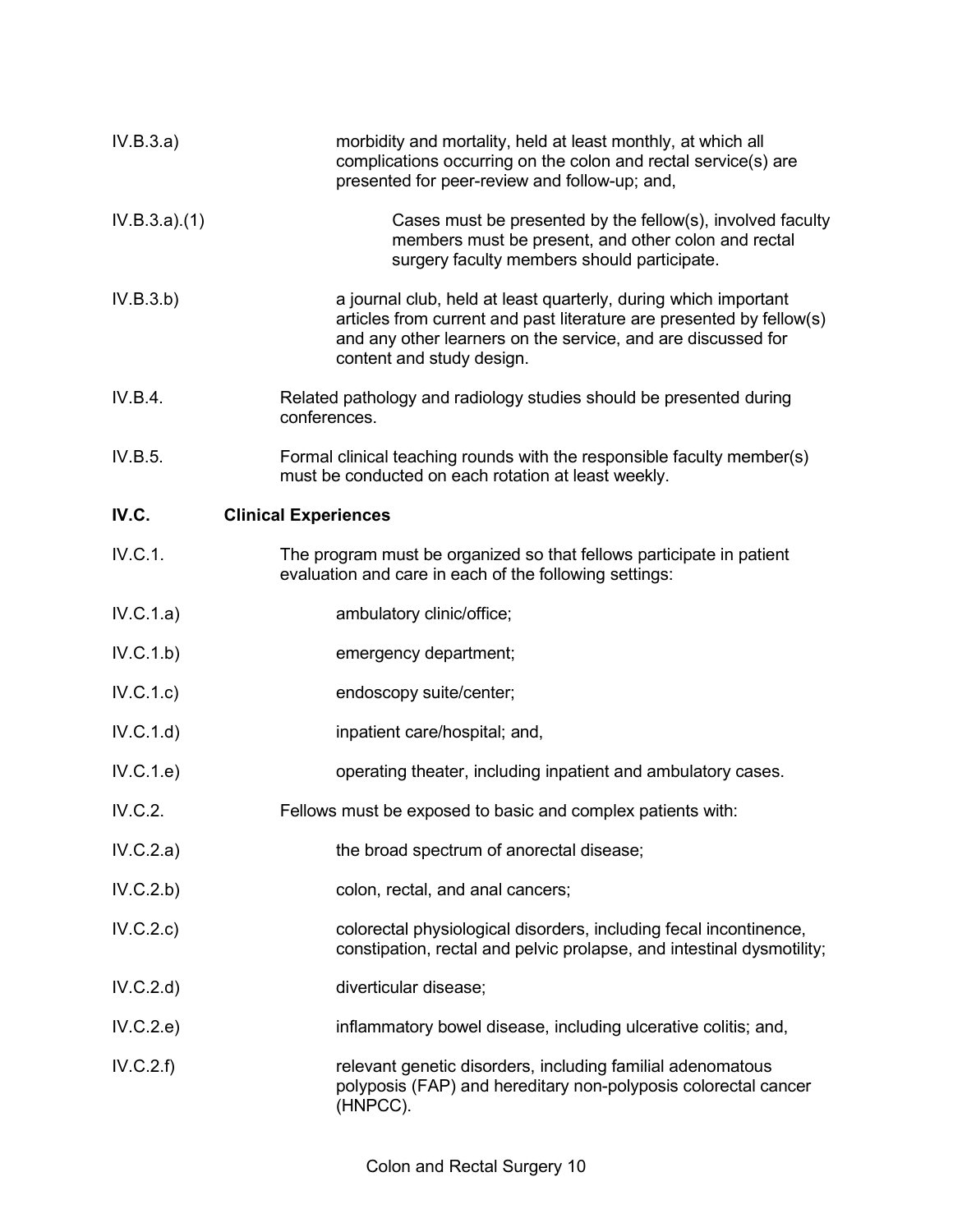IV.B.3.a) morbidity and mortality, held at least monthly, at which all complications occurring on the colon and rectal service(s) are presented for peer-review and follow-up; and,

IV.B.3.a).(1) Cases must be presented by the fellow(s), involved faculty members must be present, and other colon and rectal surgery faculty members should participate.

IV.B.3.b) a journal club, held at least quarterly, during which important articles from current and past literature are presented by fellow(s) and any other learners on the service, and are discussed for content and study design.

IV.B.4. Related pathology and radiology studies should be presented during conferences.

IV.B.5. Formal clinical teaching rounds with the responsible faculty member(s) must be conducted on each rotation at least weekly.

**IV.C. Clinical Experiences**

IV.C.1. The program must be organized so that fellows participate in patient evaluation and care in each of the following settings:

IV.C.1.a) ambulatory clinic/office;

IV.C.1.b) emergency department;

IV.C.1.c) endoscopy suite/center;

IV.C.1.d) inpatient care/hospital; and,

IV.C.1.e) operating theater, including inpatient and ambulatory cases.

IV.C.2. Fellows must be exposed to basic and complex patients with:

IV.C.2.a) the broad spectrum of anorectal disease;

IV.C.2.b) colon, rectal, and anal cancers;

IV.C.2.c) colorectal physiological disorders, including fecal incontinence, constipation, rectal and pelvic prolapse, and intestinal dysmotility;

IV.C.2.d) diverticular disease;

IV.C.2.e) inflammatory bowel disease, including ulcerative colitis; and,

IV.C.2.f) relevant genetic disorders, including familial adenomatous polyposis (FAP) and hereditary non-polyposis colorectal cancer (HNPCC).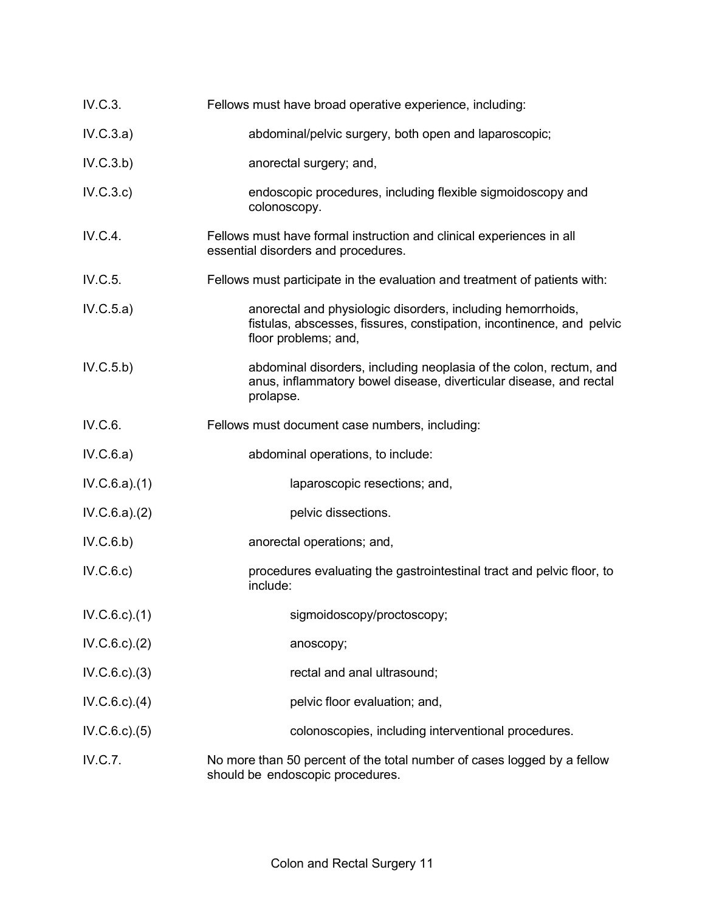IV.C.3. Fellows must have broad operative experience, including:

IV.C.3.a) abdominal/pelvic surgery, both open and laparoscopic;

IV.C.3.b) anorectal surgery; and,

IV.C.3.c) endoscopic procedures, including flexible sigmoidoscopy and colonoscopy.

IV.C.4. Fellows must have formal instruction and clinical experiences in all essential disorders and procedures.

IV.C.5. Fellows must participate in the evaluation and treatment of patients with:

IV.C.5.a) anorectal and physiologic disorders, including hemorrhoids, fistulas, abscesses, fissures, constipation, incontinence, and pelvic floor problems; and,

IV.C.5.b) abdominal disorders, including neoplasia of the colon, rectum, and anus, inflammatory bowel disease, diverticular disease, and rectal prolapse.

IV.C.6. Fellows must document case numbers, including:

IV.C.6.a) abdominal operations, to include:

IV.C.6.a).(1) laparoscopic resections; and,

IV.C.6.a).(2) pelvic dissections.

IV.C.6.b) anorectal operations; and,

IV.C.6.c) procedures evaluating the gastrointestinal tract and pelvic floor, to include:

IV.C.6.c).(1) sigmoidoscopy/proctoscopy;

IV.C.6.c).(2) anoscopy;

IV.C.6.c).(3) rectal and anal ultrasound;

IV.C.6.c).(4) pelvic floor evaluation; and,

IV.C.6.c).(5) colonoscopies, including interventional procedures.

IV.C.7. No more than 50 percent of the total number of cases logged by a fellow should be endoscopic procedures.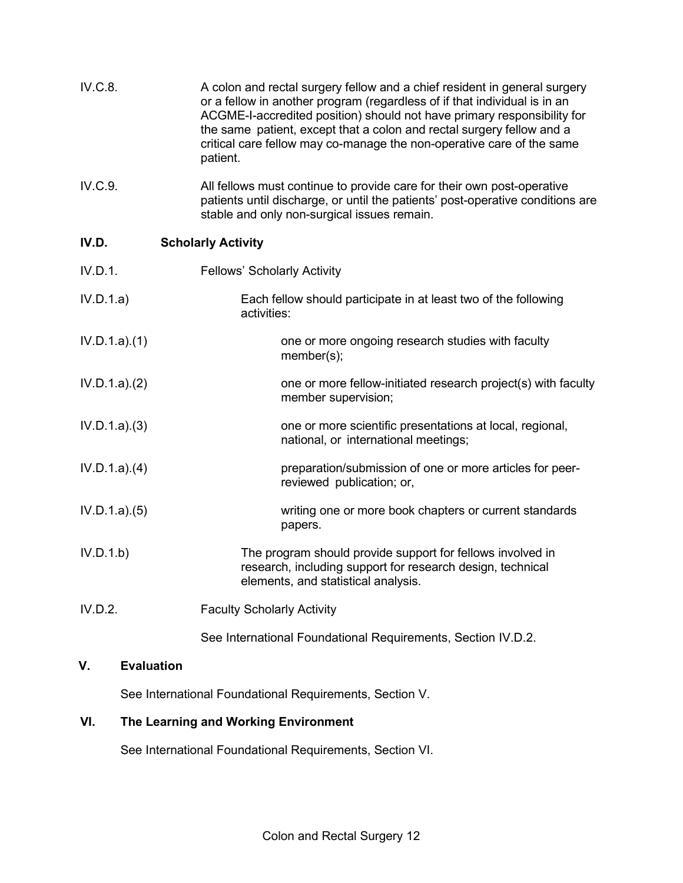IV.C.8. A colon and rectal surgery fellow and a chief resident in general surgery or a fellow in another program (regardless of if that individual is in an ACGME-I-accredited position) should not have primary responsibility for the same patient, except that a colon and rectal surgery fellow and a critical care fellow may co-manage the non-operative care of the same patient.

IV.C.9. All fellows must continue to provide care for their own post-operative patients until discharge, or until the patients' post-operative conditions are stable and only non-surgical issues remain.

## IV.D. Scholarly Activity

IV.D.1. Fellows' Scholarly Activity

IV.D.1.a) Each fellow should participate in at least two of the following activities:

IV.D.1.a).(1) one or more ongoing research studies with faculty member(s);

IV.D.1.a).(2) one or more fellow-initiated research project(s) with faculty member supervision;

IV.D.1.a).(3) one or more scientific presentations at local, regional, national, or international meetings;

IV.D.1.a).(4) preparation/submission of one or more articles for peer-reviewed publication; or,

IV.D.1.a).(5) writing one or more book chapters or current standards papers.

IV.D.1.b) The program should provide support for fellows involved in research, including support for research design, technical elements, and statistical analysis.

IV.D.2. Faculty Scholarly Activity

See International Foundational Requirements, Section IV.D.2.

## V. Evaluation

See International Foundational Requirements, Section V.

## VI. The Learning and Working Environment

See International Foundational Requirements, Section VI.